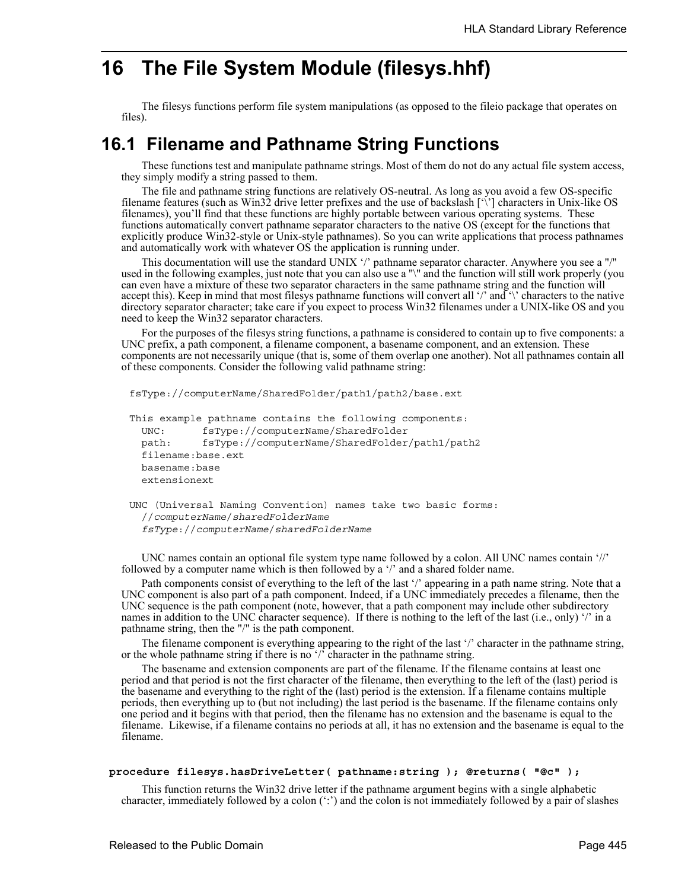# 16 The File System Module (filesys.hhf)

The filesys functions perform file system manipulations (as opposed to the fileio package that operates on files).

## 16.1 Filename and Pathname String Functions

These functions test and manipulate pathname strings. Most of them do not do any actual file system access, they simply modify a string passed to them.

The file and pathname string functions are relatively OS-neutral. As long as you avoid a few OS-specific filename features (such as Win32 drive letter prefixes and the use of backslash [‘\’] characters in Unix-like OS filenames), you’ll find that these functions are highly portable between various operating systems. These functions automatically convert pathname separator characters to the native OS (except for the functions that explicitly produce Win32-style or Unix-style pathnames). So you can write applications that process pathnames and automatically work with whatever OS the application is running under.

This documentation will use the standard UNIX ‘/’ pathname separator character. Anywhere you see a "/" used in the following examples, just note that you can also use a "\" and the function will still work properly (you can even have a mixture of these two separator characters in the same pathname string and the function will accept this). Keep in mind that most filesys pathname functions will convert all ‘/’ and ‘\’ characters to the native directory separator character; take care if you expect to process Win32 filenames under a UNIX-like OS and you need to keep the Win32 separator characters.

For the purposes of the filesys string functions, a pathname is considered to contain up to five components: a UNC prefix, a path component, a filename component, a basename component, and an extension. These components are not necessarily unique (that is, some of them overlap one another). Not all pathnames contain all of these components. Consider the following valid pathname string:

```
fsType://computerName/SharedFolder/path1/path2/base.ext

This example pathname contains the following components:
  UNC:      fsType://computerName/SharedFolder
  path:     fsType://computerName/SharedFolder/path1/path2
  filename:base.ext
  basename:base
  extensionext

UNC (Universal Naming Convention) names take two basic forms:
  //computerName/sharedFolderName
  fsType://computerName/sharedFolderName
```

UNC names contain an optional file system type name followed by a colon. All UNC names contain ‘//’ followed by a computer name which is then followed by a ‘/’ and a shared folder name.

Path components consist of everything to the left of the last ‘/’ appearing in a path name string. Note that a UNC component is also part of a path component. Indeed, if a UNC immediately precedes a filename, then the UNC sequence is the path component (note, however, that a path component may include other subdirectory names in addition to the UNC character sequence). If there is nothing to the left of the last (i.e., only) ‘/’ in a pathname string, then the "/" is the path component.

The filename component is everything appearing to the right of the last ‘/’ character in the pathname string, or the whole pathname string if there is no ‘/’ character in the pathname string.

The basename and extension components are part of the filename. If the filename contains at least one period and that period is not the first character of the filename, then everything to the left of the (last) period is the basename and everything to the right of the (last) period is the extension. If a filename contains multiple periods, then everything up to (but not including) the last period is the basename. If the filename contains only one period and it begins with that period, then the filename has no extension and the basename is equal to the filename. Likewise, if a filename contains no periods at all, it has no extension and the basename is equal to the filename.

**procedure filesys.hasDriveLetter( pathname:string ); @returns( "@c" );**

This function returns the Win32 drive letter if the pathname argument begins with a single alphabetic character, immediately followed by a colon (‘:’) and the colon is not immediately followed by a pair of slashes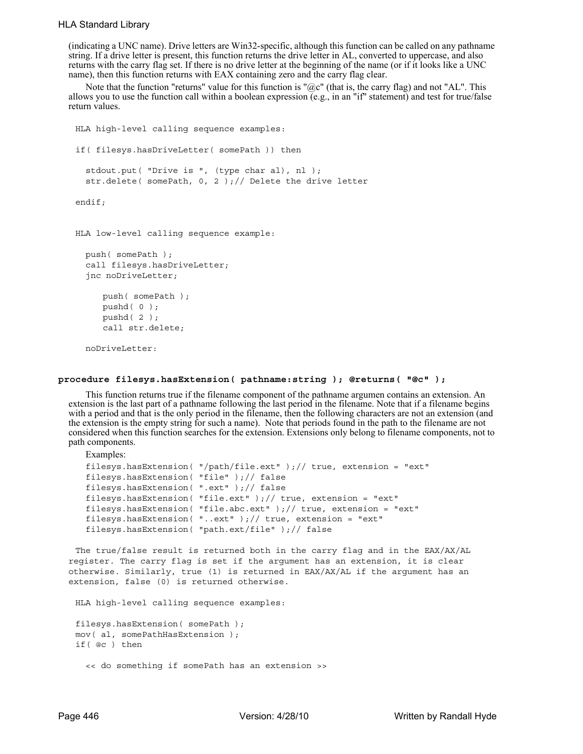(indicating a UNC name). Drive letters are Win32-specific, although this function can be called on any pathname string. If a drive letter is present, this function returns the drive letter in AL, converted to uppercase, and also returns with the carry flag set. If there is no drive letter at the beginning of the name (or if it looks like a UNC name), then this function returns with EAX containing zero and the carry flag clear.

Note that the function "returns" value for this function is "@c" (that is, the carry flag) and not "AL". This allows you to use the function call within a boolean expression (e.g., in an "if" statement) and test for true/false return values.

```
HLA high-level calling sequence examples:

if( filesys.hasDriveLetter( somePath )) then

  stdout.put( "Drive is ", (type char al), nl );
  str.delete( somePath, 0, 2 );// Delete the drive letter

endif;


HLA low-level calling sequence example:

  push( somePath );
  call filesys.hasDriveLetter;
  jnc noDriveLetter;

      push( somePath );
      pushd( 0 );
      pushd( 2 );
      call str.delete;

  noDriveLetter:
```

**procedure filesys.hasExtension( pathname:string ); @returns( "@c" );**

This function returns true if the filename component of the pathname argumen contains an extension. An extension is the last part of a pathname following the last period in the filename. Note that if a filename begins with a period and that is the only period in the filename, then the following characters are not an extension (and the extension is the empty string for such a name). Note that periods found in the path to the filename are not considered when this function searches for the extension. Extensions only belong to filename components, not to path components.

Examples:

```
filesys.hasExtension( "/path/file.ext" );// true, extension = "ext"
filesys.hasExtension( "file" );// false
filesys.hasExtension( ".ext" );// false
filesys.hasExtension( "file.ext" );// true, extension = "ext"
filesys.hasExtension( "file.abc.ext" );// true, extension = "ext"
filesys.hasExtension( "..ext" );// true, extension = "ext"
filesys.hasExtension( "path.ext/file" );// false
```

```
The true/false result is returned both in the carry flag and in the EAX/AX/AL
register. The carry flag is set if the argument has an extension, it is clear
otherwise. Similarly, true (1) is returned in EAX/AX/AL if the argument has an
extension, false (0) is returned otherwise.

HLA high-level calling sequence examples:

filesys.hasExtension( somePath );
mov( al, somePathHasExtension );
if( @c ) then

  << do something if somePath has an extension >>
```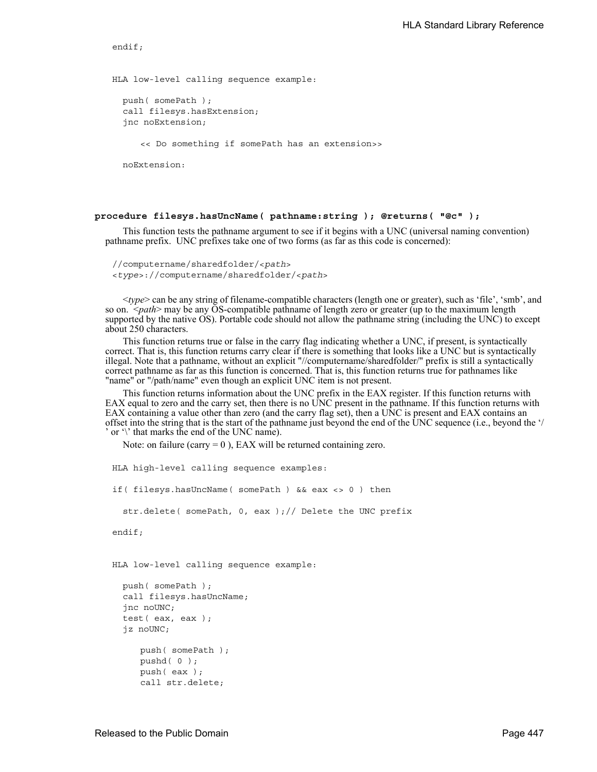```
endif;


HLA low-level calling sequence example:

  push( somePath );
  call filesys.hasExtension;
  jnc noExtension;

      << Do something if somePath has an extension>>

  noExtension:
```

**procedure filesys.hasUncName( pathname:string ); @returns( "@c" );**

This function tests the pathname argument to see if it begins with a UNC (universal naming convention) pathname prefix. UNC prefixes take one of two forms (as far as this code is concerned):

```
//computername/sharedfolder/<path>
<type>://computername/sharedfolder/<path>
```

<*type*> can be any string of filename-compatible characters (length one or greater), such as 'file', 'smb', and so on. <*path*> may be any OS-compatible pathname of length zero or greater (up to the maximum length supported by the native OS). Portable code should not allow the pathname string (including the UNC) to except about 250 characters.

This function returns true or false in the carry flag indicating whether a UNC, if present, is syntactically correct. That is, this function returns carry clear if there is something that looks like a UNC but is syntactically illegal. Note that a pathname, without an explicit "//computername/sharedfolder/" prefix is still a syntactically correct pathname as far as this function is concerned. That is, this function returns true for pathnames like "name" or "/path/name" even though an explicit UNC item is not present.

This function returns information about the UNC prefix in the EAX register. If this function returns with EAX equal to zero and the carry set, then there is no UNC present in the pathname. If this function returns with EAX containing a value other than zero (and the carry flag set), then a UNC is present and EAX contains an offset into the string that is the start of the pathname just beyond the end of the UNC sequence (i.e., beyond the '/' or '\' that marks the end of the UNC name).

Note: on failure (carry = 0 ), EAX will be returned containing zero.

```
HLA high-level calling sequence examples:

if( filesys.hasUncName( somePath ) && eax <> 0 ) then

  str.delete( somePath, 0, eax );// Delete the UNC prefix

endif;


HLA low-level calling sequence example:

  push( somePath );
  call filesys.hasUncName;
  jnc noUNC;
  test( eax, eax );
  jz noUNC;

      push( somePath );
      pushd( 0 );
      push( eax );
      call str.delete;
```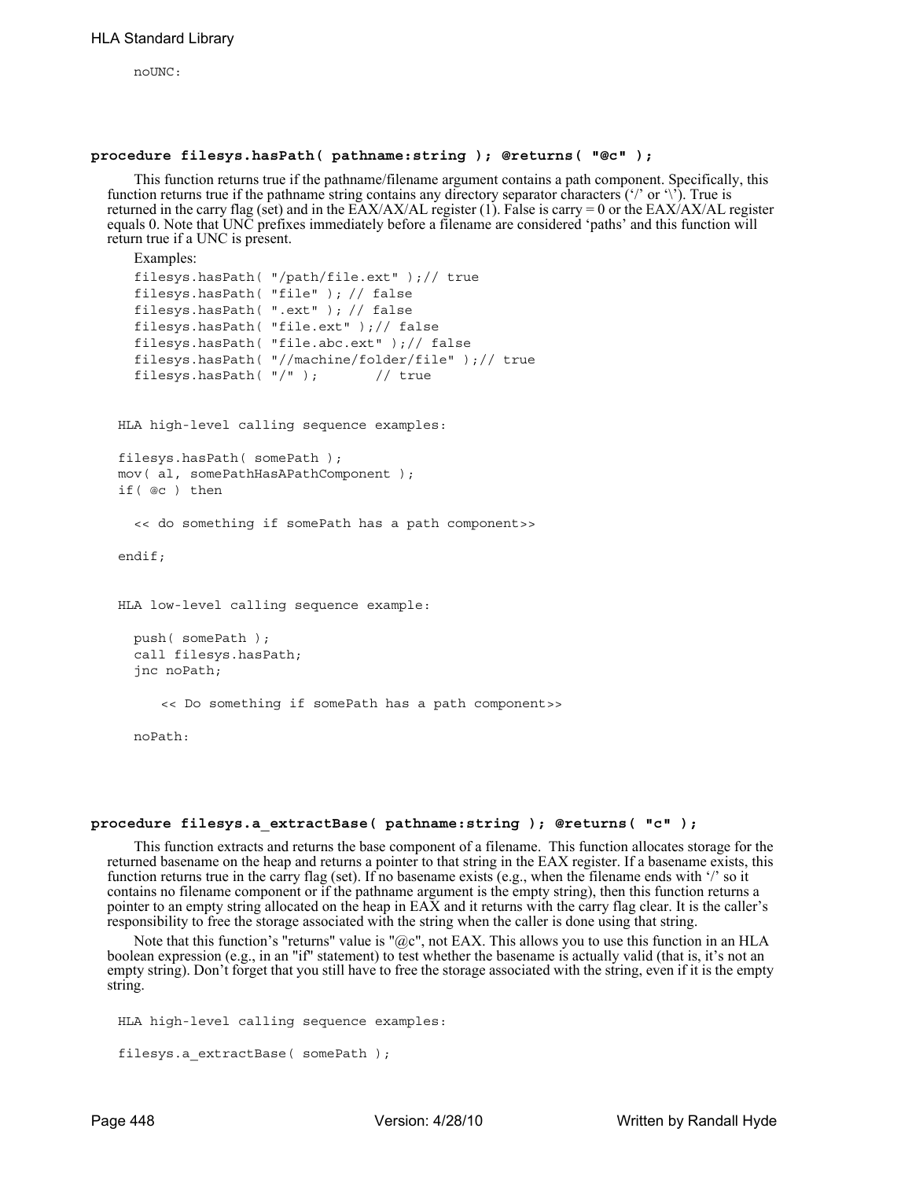```
noUNC:
```

### procedure filesys.hasPath( pathname:string ); @returns( "@c" );

This function returns true if the pathname/filename argument contains a path component. Specifically, this function returns true if the pathname string contains any directory separator characters ('/' or '\'). True is returned in the carry flag (set) and in the EAX/AX/AL register (1). False is carry = 0 or the EAX/AX/AL register equals 0. Note that UNC prefixes immediately before a filename are considered 'paths' and this function will return true if a UNC is present.

Examples:

```
filesys.hasPath( "/path/file.ext" );// true
filesys.hasPath( "file" ); // false
filesys.hasPath( ".ext" ); // false
filesys.hasPath( "file.ext" );// false
filesys.hasPath( "file.abc.ext" );// false
filesys.hasPath( "//machine/folder/file" );// true
filesys.hasPath( "/" );       // true
```

```
HLA high-level calling sequence examples:

filesys.hasPath( somePath );
mov( al, somePathHasAPathComponent );
if( @c ) then

  << do something if somePath has a path component>>

endif;
```

```
HLA low-level calling sequence example:

  push( somePath );
  call filesys.hasPath;
  jnc noPath;

      << Do something if somePath has a path component>>

  noPath:
```

### procedure filesys.a_extractBase( pathname:string ); @returns( "c" );

This function extracts and returns the base component of a filename. This function allocates storage for the returned basename on the heap and returns a pointer to that string in the EAX register. If a basename exists, this function returns true in the carry flag (set). If no basename exists (e.g., when the filename ends with '/' so it contains no filename component or if the pathname argument is the empty string), then this function returns a pointer to an empty string allocated on the heap in EAX and it returns with the carry flag clear. It is the caller's responsibility to free the storage associated with the string when the caller is done using that string.

Note that this function's "returns" value is "@c", not EAX. This allows you to use this function in an HLA boolean expression (e.g., in an "if" statement) to test whether the basename is actually valid (that is, it's not an empty string). Don't forget that you still have to free the storage associated with the string, even if it is the empty string.

```
HLA high-level calling sequence examples:

filesys.a_extractBase( somePath );
```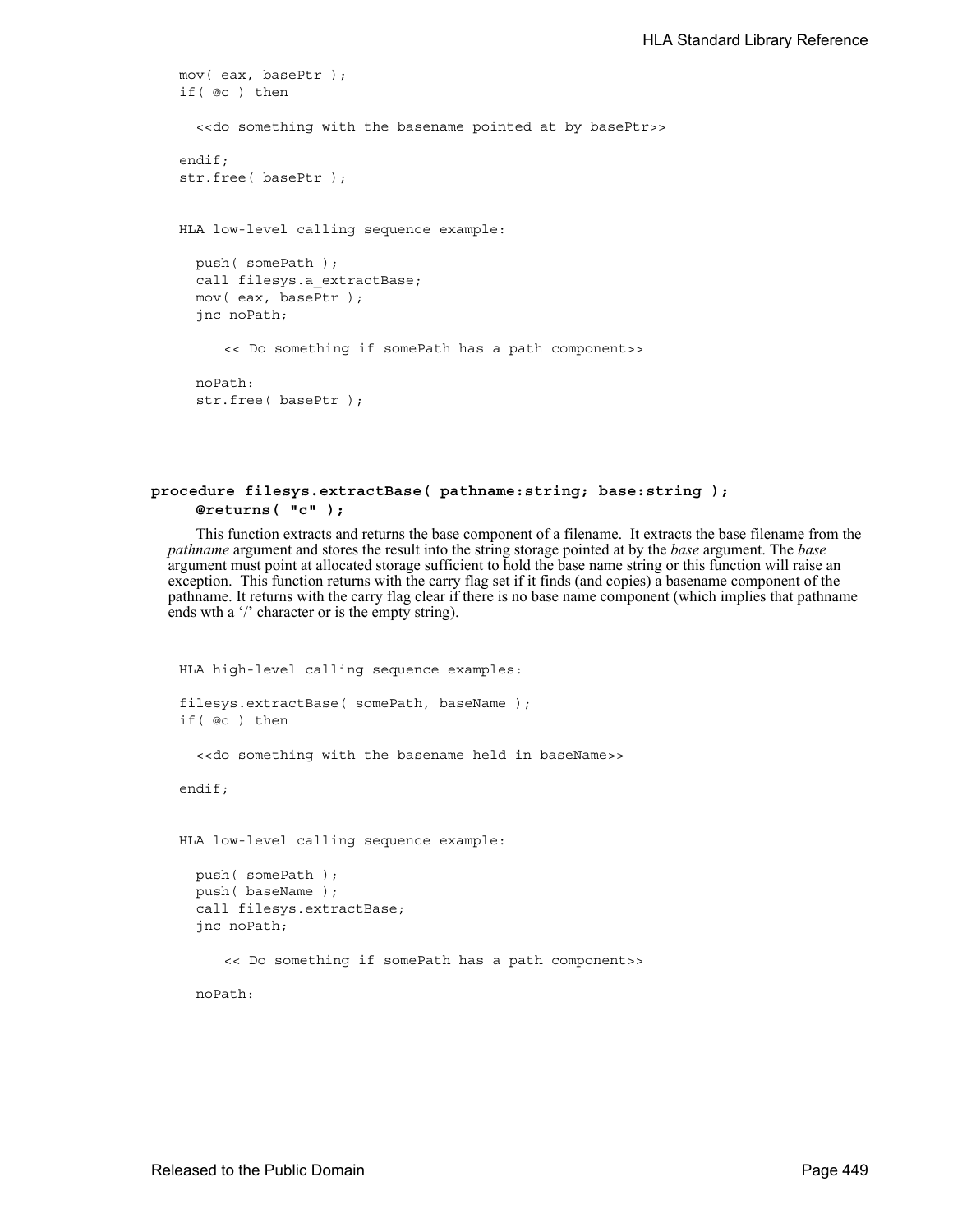```
mov( eax, basePtr );
if( @c ) then

  <<do something with the basename pointed at by basePtr>>

endif;
str.free( basePtr );


HLA low-level calling sequence example:

  push( somePath );
  call filesys.a_extractBase;
  mov( eax, basePtr );
  jnc noPath;

     << Do something if somePath has a path component>>

  noPath:
  str.free( basePtr );
```

**procedure filesys.extractBase( pathname:string; base:string );**
**@returns( "c" );**

This function extracts and returns the base component of a filename. It extracts the base filename from the *pathname* argument and stores the result into the string storage pointed at by the *base* argument. The *base* argument must point at allocated storage sufficient to hold the base name string or this function will raise an exception. This function returns with the carry flag set if it finds (and copies) a basename component of the pathname. It returns with the carry flag clear if there is no base name component (which implies that pathname ends wth a '/' character or is the empty string).

```
HLA high-level calling sequence examples:

filesys.extractBase( somePath, baseName );
if( @c ) then

  <<do something with the basename held in baseName>>

endif;


HLA low-level calling sequence example:

  push( somePath );
  push( baseName );
  call filesys.extractBase;
  jnc noPath;

     << Do something if somePath has a path component>>

  noPath:
```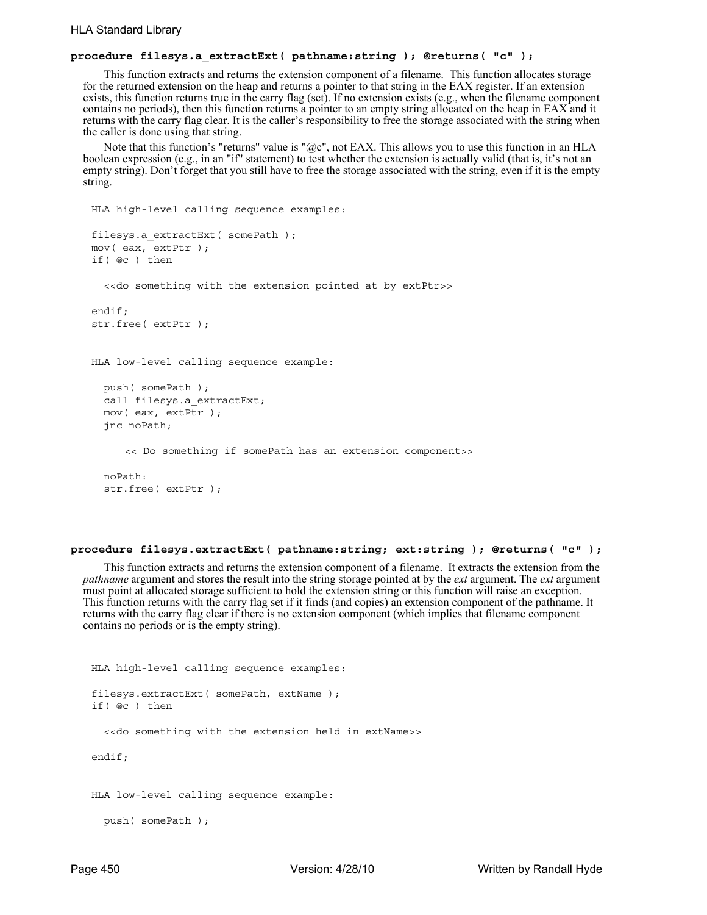**procedure filesys.a_extractExt( pathname:string ); @returns( "c" );**

This function extracts and returns the extension component of a filename. This function allocates storage for the returned extension on the heap and returns a pointer to that string in the EAX register. If an extension exists, this function returns true in the carry flag (set). If no extension exists (e.g., when the filename component contains no periods), then this function returns a pointer to an empty string allocated on the heap in EAX and it returns with the carry flag clear. It is the caller's responsibility to free the storage associated with the string when the caller is done using that string.

Note that this function's "returns" value is "@c", not EAX. This allows you to use this function in an HLA boolean expression (e.g., in an "if" statement) to test whether the extension is actually valid (that is, it's not an empty string). Don't forget that you still have to free the storage associated with the string, even if it is the empty string.

```
HLA high-level calling sequence examples:

filesys.a_extractExt( somePath );
mov( eax, extPtr );
if( @c ) then

  <<do something with the extension pointed at by extPtr>>

endif;
str.free( extPtr );


HLA low-level calling sequence example:

  push( somePath );
  call filesys.a_extractExt;
  mov( eax, extPtr );
  jnc noPath;

      << Do something if somePath has an extension component>>

  noPath:
  str.free( extPtr );
```

**procedure filesys.extractExt( pathname:string; ext:string ); @returns( "c" );**

This function extracts and returns the extension component of a filename. It extracts the extension from the *pathname* argument and stores the result into the string storage pointed at by the *ext* argument. The *ext* argument must point at allocated storage sufficient to hold the extension string or this function will raise an exception. This function returns with the carry flag set if it finds (and copies) an extension component of the pathname. It returns with the carry flag clear if there is no extension component (which implies that filename component contains no periods or is the empty string).

```
HLA high-level calling sequence examples:

filesys.extractExt( somePath, extName );
if( @c ) then

  <<do something with the extension held in extName>>

endif;


HLA low-level calling sequence example:

  push( somePath );
```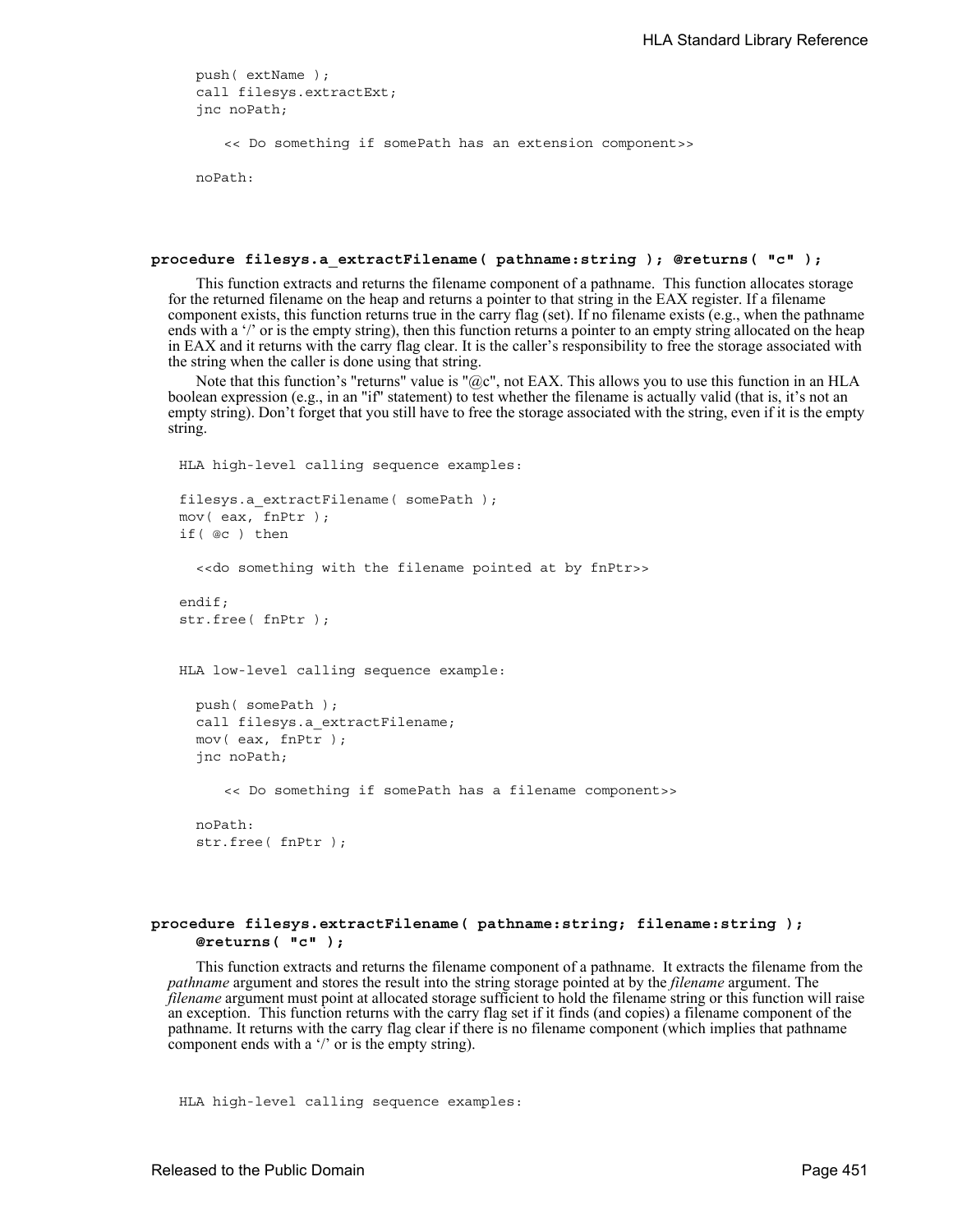```
push( extName );
call filesys.extractExt;
jnc noPath;

    << Do something if somePath has an extension component>>

noPath:
```

**procedure filesys.a_extractFilename( pathname:string ); @returns( "c" );**

This function extracts and returns the filename component of a pathname. This function allocates storage for the returned filename on the heap and returns a pointer to that string in the EAX register. If a filename component exists, this function returns true in the carry flag (set). If no filename exists (e.g., when the pathname ends with a '/' or is the empty string), then this function returns a pointer to an empty string allocated on the heap in EAX and it returns with the carry flag clear. It is the caller's responsibility to free the storage associated with the string when the caller is done using that string.

Note that this function's "returns" value is "@c", not EAX. This allows you to use this function in an HLA boolean expression (e.g., in an "if" statement) to test whether the filename is actually valid (that is, it's not an empty string). Don't forget that you still have to free the storage associated with the string, even if it is the empty string.

```
HLA high-level calling sequence examples:

filesys.a_extractFilename( somePath );
mov( eax, fnPtr );
if( @c ) then

  <<do something with the filename pointed at by fnPtr>>

endif;
str.free( fnPtr );


HLA low-level calling sequence example:

  push( somePath );
  call filesys.a_extractFilename;
  mov( eax, fnPtr );
  jnc noPath;

      << Do something if somePath has a filename component>>

  noPath:
  str.free( fnPtr );
```

**procedure filesys.extractFilename( pathname:string; filename:string ); @returns( "c" );**

This function extracts and returns the filename component of a pathname. It extracts the filename from the *pathname* argument and stores the result into the string storage pointed at by the *filename* argument. The *filename* argument must point at allocated storage sufficient to hold the filename string or this function will raise an exception. This function returns with the carry flag set if it finds (and copies) a filename component of the pathname. It returns with the carry flag clear if there is no filename component (which implies that pathname component ends with a '/' or is the empty string).

```
HLA high-level calling sequence examples:
```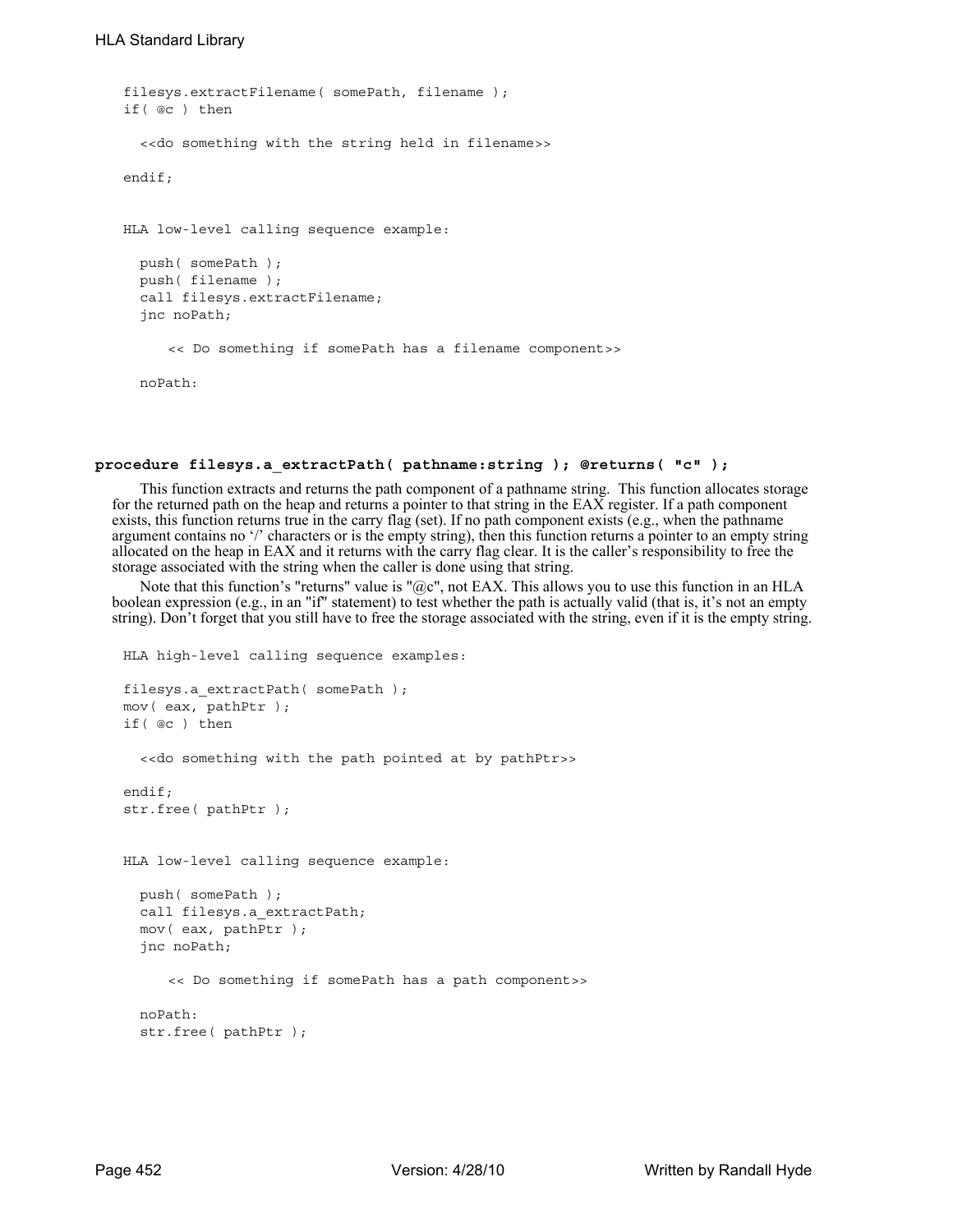```
filesys.extractFilename( somePath, filename );
if( @c ) then

  <<do something with the string held in filename>>

endif;


HLA low-level calling sequence example:

  push( somePath );
  push( filename );
  call filesys.extractFilename;
  jnc noPath;

      << Do something if somePath has a filename component>>

  noPath:
```

**procedure filesys.a_extractPath( pathname:string ); @returns( "c" );**

This function extracts and returns the path component of a pathname string. This function allocates storage for the returned path on the heap and returns a pointer to that string in the EAX register. If a path component exists, this function returns true in the carry flag (set). If no path component exists (e.g., when the pathname argument contains no '/' characters or is the empty string), then this function returns a pointer to an empty string allocated on the heap in EAX and it returns with the carry flag clear. It is the caller's responsibility to free the storage associated with the string when the caller is done using that string.

Note that this function's "returns" value is "@c", not EAX. This allows you to use this function in an HLA boolean expression (e.g., in an "if" statement) to test whether the path is actually valid (that is, it's not an empty string). Don't forget that you still have to free the storage associated with the string, even if it is the empty string.

```
HLA high-level calling sequence examples:

filesys.a_extractPath( somePath );
mov( eax, pathPtr );
if( @c ) then

  <<do something with the path pointed at by pathPtr>>

endif;
str.free( pathPtr );


HLA low-level calling sequence example:

  push( somePath );
  call filesys.a_extractPath;
  mov( eax, pathPtr );
  jnc noPath;

      << Do something if somePath has a path component>>

  noPath:
  str.free( pathPtr );
```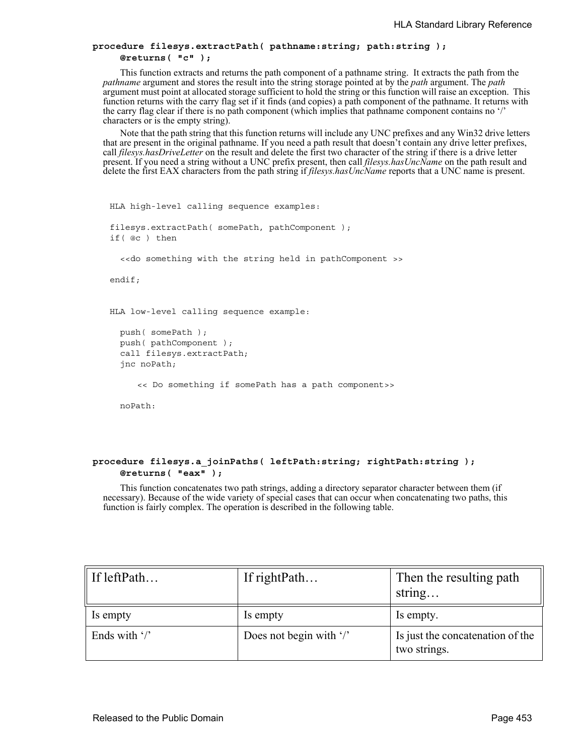**procedure filesys.extractPath( pathname:string; path:string );**
**@returns( "c" );**

This function extracts and returns the path component of a pathname string. It extracts the path from the *pathname* argument and stores the result into the string storage pointed at by the *path* argument. The *path* argument must point at allocated storage sufficient to hold the string or this function will raise an exception. This function returns with the carry flag set if it finds (and copies) a path component of the pathname. It returns with the carry flag clear if there is no path component (which implies that pathname component contains no '/' characters or is the empty string).

Note that the path string that this function returns will include any UNC prefixes and any Win32 drive letters that are present in the original pathname. If you need a path result that doesn't contain any drive letter prefixes, call *filesys.hasDriveLetter* on the result and delete the first two character of the string if there is a drive letter present. If you need a string without a UNC prefix present, then call *filesys.hasUncName* on the path result and delete the first EAX characters from the path string if *filesys.hasUncName* reports that a UNC name is present.

```
HLA high-level calling sequence examples:

filesys.extractPath( somePath, pathComponent );
if( @c ) then

  <<do something with the string held in pathComponent >>

endif;


HLA low-level calling sequence example:

  push( somePath );
  push( pathComponent );
  call filesys.extractPath;
  jnc noPath;

     << Do something if somePath has a path component>>

  noPath:
```

**procedure filesys.a_joinPaths( leftPath:string; rightPath:string );**
**@returns( "eax" );**

This function concatenates two path strings, adding a directory separator character between them (if necessary). Because of the wide variety of special cases that can occur when concatenating two paths, this function is fairly complex. The operation is described in the following table.

| If leftPath… | If rightPath… | Then the resulting path string… |
|---|---|---|
| Is empty | Is empty | Is empty. |
| Ends with '/' | Does not begin with '/' | Is just the concatenation of the two strings. |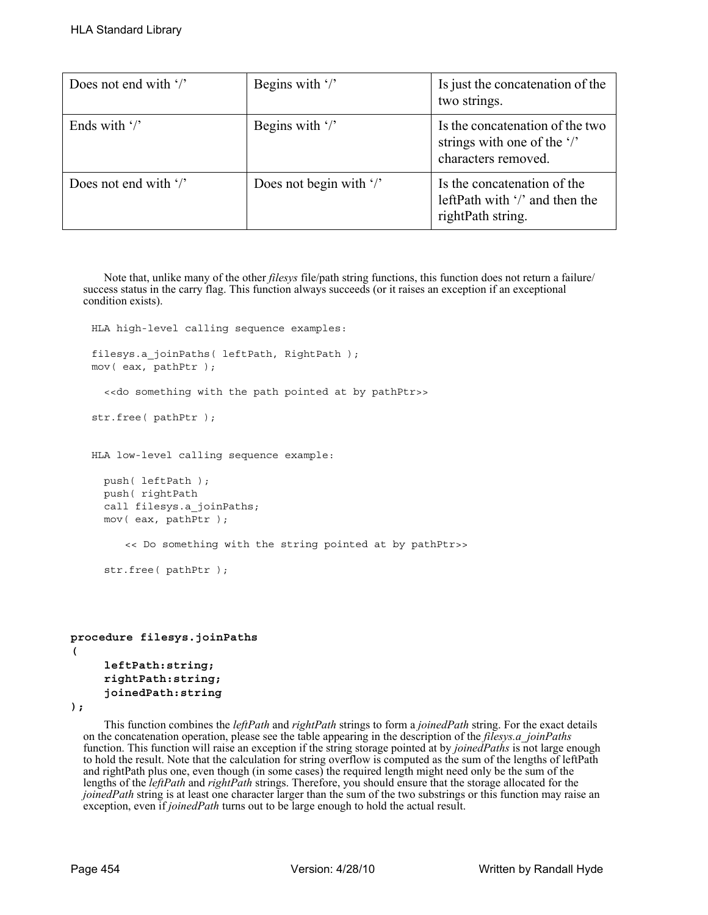| | | |
|---|---|---|
| Does not end with '/' | Begins with '/' | Is just the concatenation of the two strings. |
| Ends with '/' | Begins with '/' | Is the concatenation of the two strings with one of the '/' characters removed. |
| Does not end with '/' | Does not begin with '/' | Is the concatenation of the leftPath with '/' and then the rightPath string. |

Note that, unlike many of the other *filesys* file/path string functions, this function does not return a failure/success status in the carry flag. This function always succeeds (or it raises an exception if an exceptional condition exists).

```
HLA high-level calling sequence examples:

filesys.a_joinPaths( leftPath, RightPath );
mov( eax, pathPtr );

  <<do something with the path pointed at by pathPtr>>

str.free( pathPtr );


HLA low-level calling sequence example:

  push( leftPath );
  push( rightPath
  call filesys.a_joinPaths;
  mov( eax, pathPtr );

     << Do something with the string pointed at by pathPtr>>

  str.free( pathPtr );
```

```
procedure filesys.joinPaths
(
     leftPath:string;
     rightPath:string;
     joinedPath:string
);
```

This function combines the *leftPath* and *rightPath* strings to form a *joinedPath* string. For the exact details on the concatenation operation, please see the table appearing in the description of the *filesys.a_joinPaths* function. This function will raise an exception if the string storage pointed at by *joinedPaths* is not large enough to hold the result. Note that the calculation for string overflow is computed as the sum of the lengths of leftPath and rightPath plus one, even though (in some cases) the required length might need only be the sum of the lengths of the *leftPath* and *rightPath* strings. Therefore, you should ensure that the storage allocated for the *joinedPath* string is at least one character larger than the sum of the two substrings or this function may raise an exception, even if *joinedPath* turns out to be large enough to hold the actual result.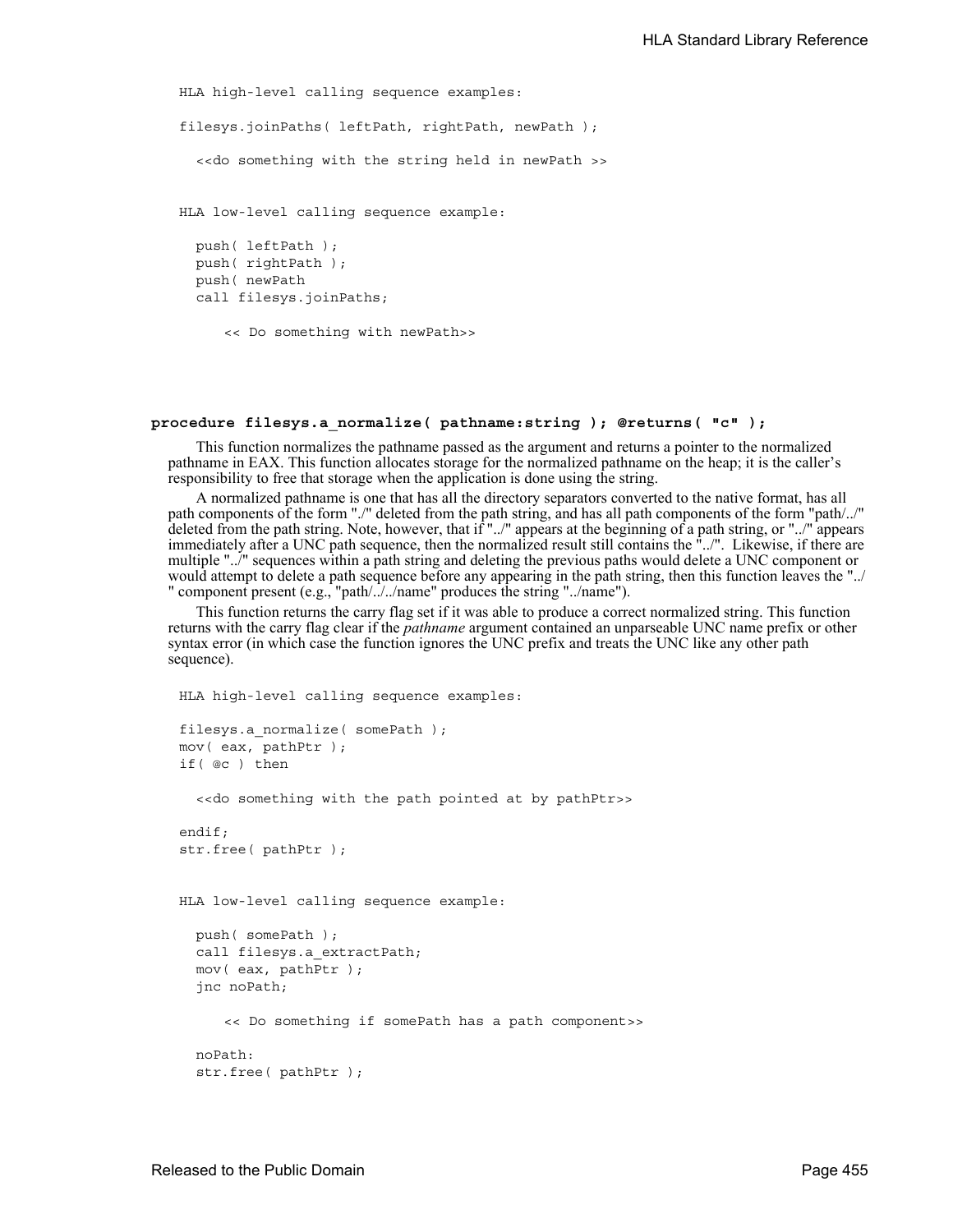```
HLA high-level calling sequence examples:

filesys.joinPaths( leftPath, rightPath, newPath );

  <<do something with the string held in newPath >>


HLA low-level calling sequence example:

  push( leftPath );
  push( rightPath );
  push( newPath
  call filesys.joinPaths;

      << Do something with newPath>>
```

**procedure filesys.a_normalize( pathname:string ); @returns( "c" );**

This function normalizes the pathname passed as the argument and returns a pointer to the normalized pathname in EAX. This function allocates storage for the normalized pathname on the heap; it is the caller's responsibility to free that storage when the application is done using the string.

A normalized pathname is one that has all the directory separators converted to the native format, has all path components of the form "./" deleted from the path string, and has all path components of the form "path/../" deleted from the path string. Note, however, that if "../" appears at the beginning of a path string, or "../" appears immediately after a UNC path sequence, then the normalized result still contains the "../". Likewise, if there are multiple "../" sequences within a path string and deleting the previous paths would delete a UNC component or would attempt to delete a path sequence before any appearing in the path string, then this function leaves the "../ " component present (e.g., "path/../../name" produces the string "../name").

This function returns the carry flag set if it was able to produce a correct normalized string. This function returns with the carry flag clear if the *pathname* argument contained an unparseable UNC name prefix or other syntax error (in which case the function ignores the UNC prefix and treats the UNC like any other path sequence).

```
HLA high-level calling sequence examples:

filesys.a_normalize( somePath );
mov( eax, pathPtr );
if( @c ) then

  <<do something with the path pointed at by pathPtr>>

endif;
str.free( pathPtr );


HLA low-level calling sequence example:

  push( somePath );
  call filesys.a_extractPath;
  mov( eax, pathPtr );
  jnc noPath;

      << Do something if somePath has a path component>>

  noPath:
  str.free( pathPtr );
```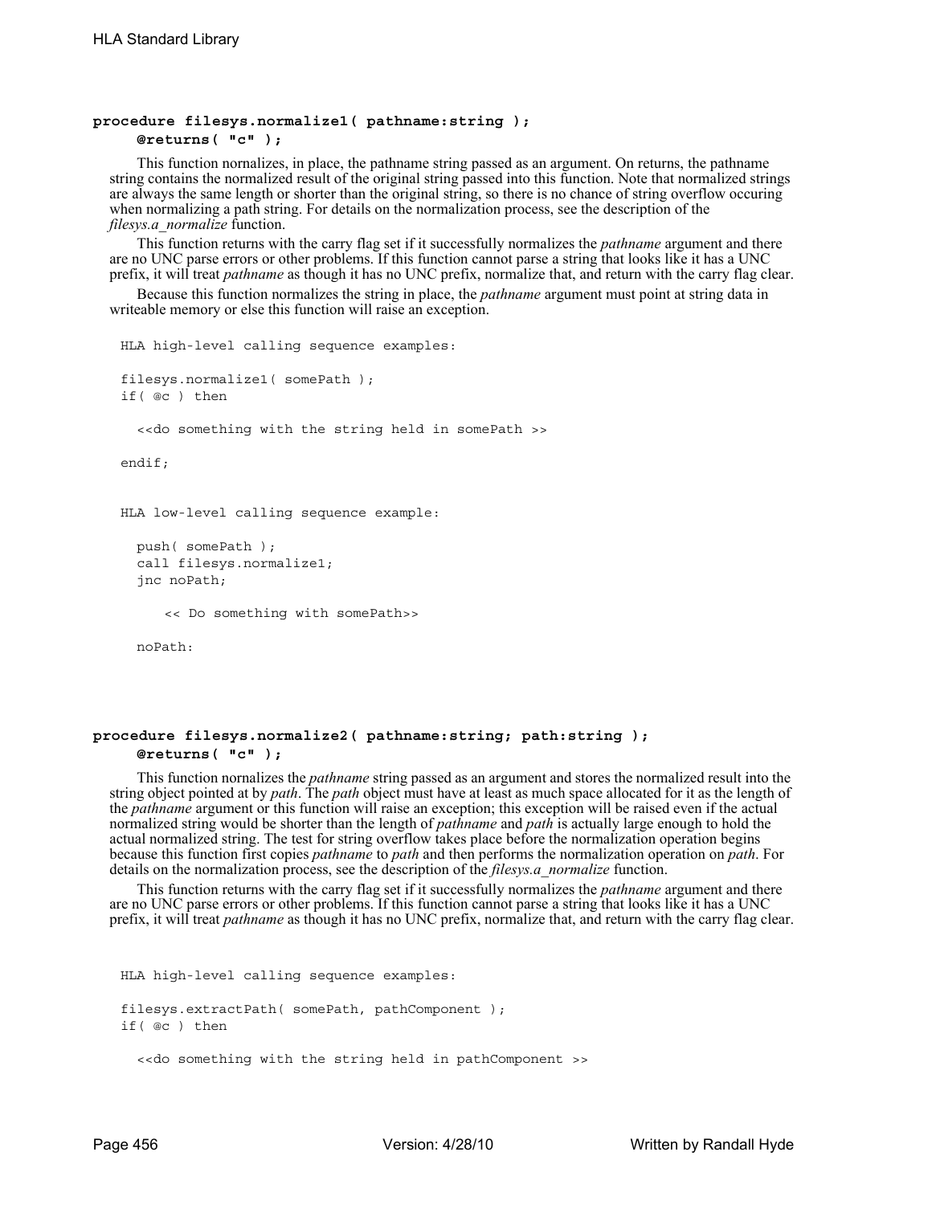**procedure filesys.normalize1( pathname:string );**
**@returns( "c" );**

This function nornalizes, in place, the pathname string passed as an argument. On returns, the pathname string contains the normalized result of the original string passed into this function. Note that normalized strings are always the same length or shorter than the original string, so there is no chance of string overflow occuring when normalizing a path string. For details on the normalization process, see the description of the *filesys.a_normalize* function.

This function returns with the carry flag set if it successfully normalizes the *pathname* argument and there are no UNC parse errors or other problems. If this function cannot parse a string that looks like it has a UNC prefix, it will treat *pathname* as though it has no UNC prefix, normalize that, and return with the carry flag clear.

Because this function normalizes the string in place, the *pathname* argument must point at string data in writeable memory or else this function will raise an exception.

```
HLA high-level calling sequence examples:

filesys.normalize1( somePath );
if( @c ) then

  <<do something with the string held in somePath >>

endif;


HLA low-level calling sequence example:

  push( somePath );
  call filesys.normalize1;
  jnc noPath;

     << Do something with somePath>>

  noPath:
```

**procedure filesys.normalize2( pathname:string; path:string );**
**@returns( "c" );**

This function nornalizes the *pathname* string passed as an argument and stores the normalized result into the string object pointed at by *path*. The *path* object must have at least as much space allocated for it as the length of the *pathname* argument or this function will raise an exception; this exception will be raised even if the actual normalized string would be shorter than the length of *pathname* and *path* is actually large enough to hold the actual normalized string. The test for string overflow takes place before the normalization operation begins because this function first copies *pathname* to *path* and then performs the normalization operation on *path*. For details on the normalization process, see the description of the *filesys.a_normalize* function.

This function returns with the carry flag set if it successfully normalizes the *pathname* argument and there are no UNC parse errors or other problems. If this function cannot parse a string that looks like it has a UNC prefix, it will treat *pathname* as though it has no UNC prefix, normalize that, and return with the carry flag clear.

```
HLA high-level calling sequence examples:

filesys.extractPath( somePath, pathComponent );
if( @c ) then

  <<do something with the string held in pathComponent >>
```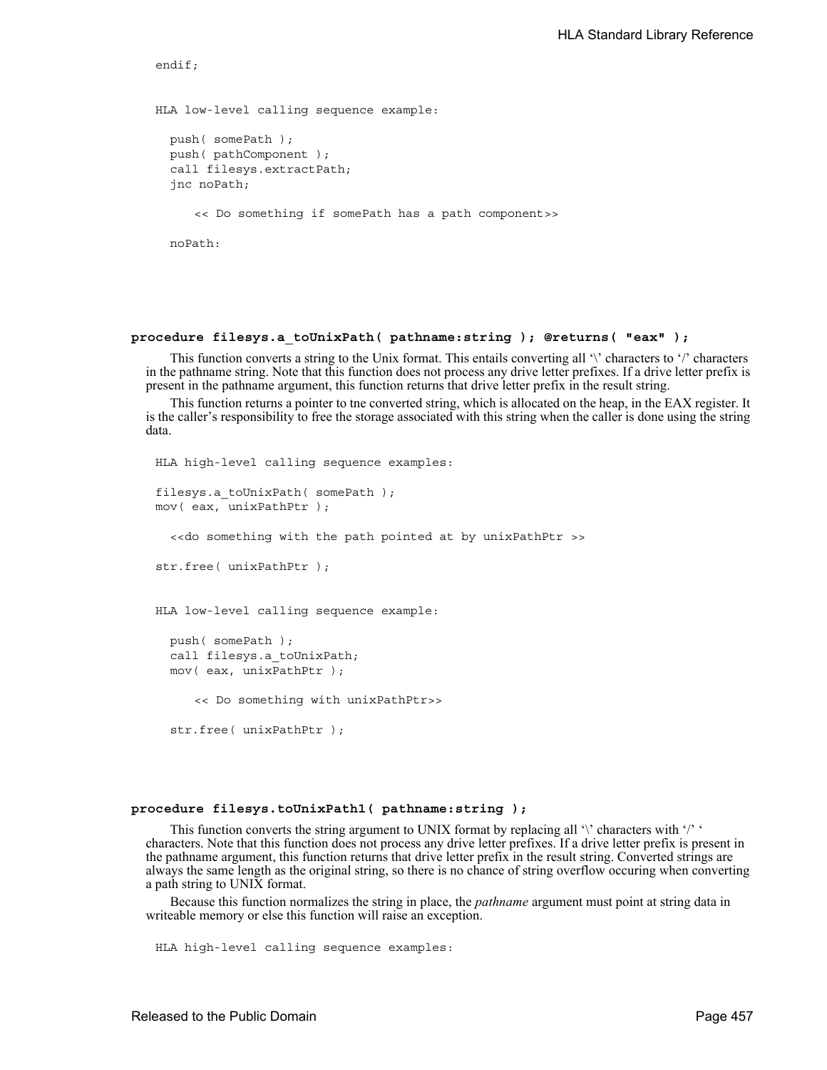```
endif;


HLA low-level calling sequence example:

  push( somePath );
  push( pathComponent );
  call filesys.extractPath;
  jnc noPath;

     << Do something if somePath has a path component>>

  noPath:
```

### procedure filesys.a_toUnixPath( pathname:string ); @returns( "eax" );

This function converts a string to the Unix format. This entails converting all '\' characters to '/' characters in the pathname string. Note that this function does not process any drive letter prefixes. If a drive letter prefix is present in the pathname argument, this function returns that drive letter prefix in the result string.

This function returns a pointer to tne converted string, which is allocated on the heap, in the EAX register. It is the caller's responsibility to free the storage associated with this string when the caller is done using the string data.

```
HLA high-level calling sequence examples:

filesys.a_toUnixPath( somePath );
mov( eax, unixPathPtr );

  <<do something with the path pointed at by unixPathPtr >>

str.free( unixPathPtr );


HLA low-level calling sequence example:

  push( somePath );
  call filesys.a_toUnixPath;
  mov( eax, unixPathPtr );

     << Do something with unixPathPtr>>

  str.free( unixPathPtr );
```

### procedure filesys.toUnixPath1( pathname:string );

This function converts the string argument to UNIX format by replacing all '\' characters with '/' ' characters. Note that this function does not process any drive letter prefixes. If a drive letter prefix is present in the pathname argument, this function returns that drive letter prefix in the result string. Converted strings are always the same length as the original string, so there is no chance of string overflow occuring when converting a path string to UNIX format.

Because this function normalizes the string in place, the *pathname* argument must point at string data in writeable memory or else this function will raise an exception.

```
HLA high-level calling sequence examples:
```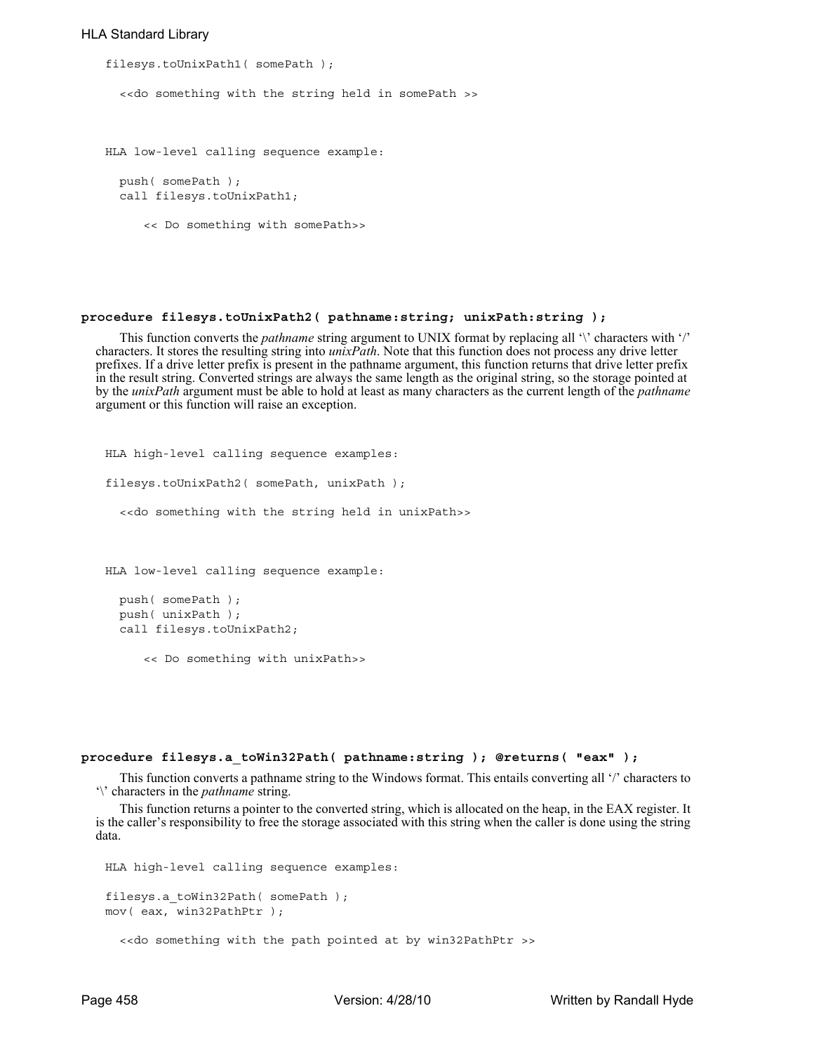```
filesys.toUnixPath1( somePath );

  <<do something with the string held in somePath >>



HLA low-level calling sequence example:

  push( somePath );
  call filesys.toUnixPath1;

     << Do something with somePath>>
```

**procedure filesys.toUnixPath2( pathname:string; unixPath:string );**

This function converts the *pathname* string argument to UNIX format by replacing all '\' characters with '/' characters. It stores the resulting string into *unixPath*. Note that this function does not process any drive letter prefixes. If a drive letter prefix is present in the pathname argument, this function returns that drive letter prefix in the result string. Converted strings are always the same length as the original string, so the storage pointed at by the *unixPath* argument must be able to hold at least as many characters as the current length of the *pathname* argument or this function will raise an exception.

```
HLA high-level calling sequence examples:

filesys.toUnixPath2( somePath, unixPath );

  <<do something with the string held in unixPath>>



HLA low-level calling sequence example:

  push( somePath );
  push( unixPath );
  call filesys.toUnixPath2;

     << Do something with unixPath>>
```

**procedure filesys.a_toWin32Path( pathname:string ); @returns( "eax" );**

This function converts a pathname string to the Windows format. This entails converting all '/' characters to '\' characters in the *pathname* string.

This function returns a pointer to the converted string, which is allocated on the heap, in the EAX register. It is the caller's responsibility to free the storage associated with this string when the caller is done using the string data.

```
HLA high-level calling sequence examples:

filesys.a_toWin32Path( somePath );
mov( eax, win32PathPtr );

  <<do something with the path pointed at by win32PathPtr >>
```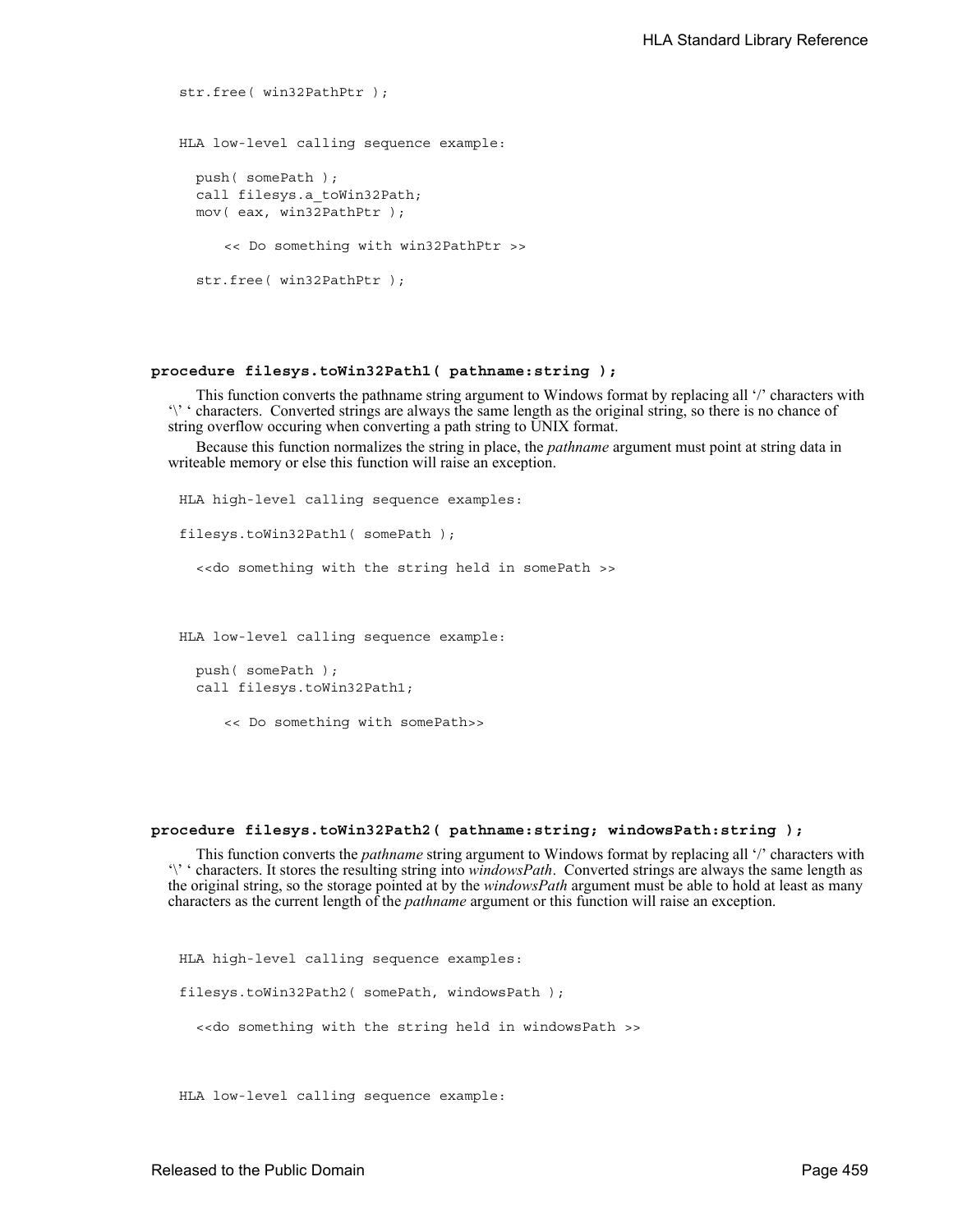```
str.free( win32PathPtr );


HLA low-level calling sequence example:

  push( somePath );
  call filesys.a_toWin32Path;
  mov( eax, win32PathPtr );

     << Do something with win32PathPtr >>

  str.free( win32PathPtr );
```

**procedure filesys.toWin32Path1( pathname:string );**

This function converts the pathname string argument to Windows format by replacing all '/' characters with '\' ' characters. Converted strings are always the same length as the original string, so there is no chance of string overflow occuring when converting a path string to UNIX format.

Because this function normalizes the string in place, the *pathname* argument must point at string data in writeable memory or else this function will raise an exception.

```
HLA high-level calling sequence examples:

filesys.toWin32Path1( somePath );

  <<do something with the string held in somePath >>



HLA low-level calling sequence example:

  push( somePath );
  call filesys.toWin32Path1;

     << Do something with somePath>>
```

**procedure filesys.toWin32Path2( pathname:string; windowsPath:string );**

This function converts the *pathname* string argument to Windows format by replacing all '/' characters with '\' ' characters. It stores the resulting string into *windowsPath*. Converted strings are always the same length as the original string, so the storage pointed at by the *windowsPath* argument must be able to hold at least as many characters as the current length of the *pathname* argument or this function will raise an exception.

```
HLA high-level calling sequence examples:

filesys.toWin32Path2( somePath, windowsPath );

  <<do something with the string held in windowsPath >>



HLA low-level calling sequence example:
```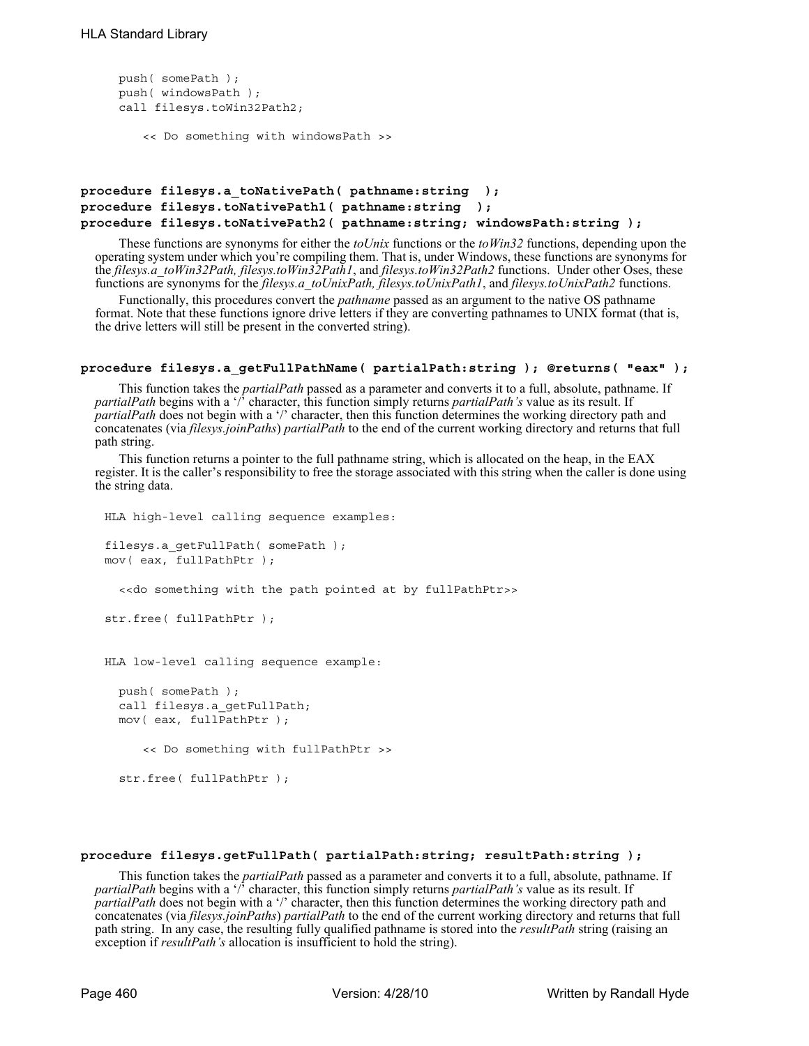```
push( somePath );
push( windowsPath );
call filesys.toWin32Path2;

    << Do something with windowsPath >>
```

**procedure filesys.a_toNativePath( pathname:string );**
**procedure filesys.toNativePath1( pathname:string );**
**procedure filesys.toNativePath2( pathname:string; windowsPath:string );**

These functions are synonyms for either the *toUnix* functions or the *toWin32* functions, depending upon the operating system under which you're compiling them. That is, under Windows, these functions are synonyms for the *filesys.a_toWin32Path, filesys.toWin32Path1*, and *filesys.toWin32Path2* functions. Under other Oses, these functions are synonyms for the *filesys.a_toUnixPath, filesys.toUnixPath1*, and *filesys.toUnixPath2* functions.

Functionally, this procedures convert the *pathname* passed as an argument to the native OS pathname format. Note that these functions ignore drive letters if they are converting pathnames to UNIX format (that is, the drive letters will still be present in the converted string).

**procedure filesys.a_getFullPathName( partialPath:string ); @returns( "eax" );**

This function takes the *partialPath* passed as a parameter and converts it to a full, absolute, pathname. If *partialPath* begins with a '/' character, this function simply returns *partialPath's* value as its result. If *partialPath* does not begin with a '/' character, then this function determines the working directory path and concatenates (via *filesys.joinPaths*) *partialPath* to the end of the current working directory and returns that full path string.

This function returns a pointer to the full pathname string, which is allocated on the heap, in the EAX register. It is the caller's responsibility to free the storage associated with this string when the caller is done using the string data.

```
HLA high-level calling sequence examples:

filesys.a_getFullPath( somePath );
mov( eax, fullPathPtr );

  <<do something with the path pointed at by fullPathPtr>>

str.free( fullPathPtr );


HLA low-level calling sequence example:

  push( somePath );
  call filesys.a_getFullPath;
  mov( eax, fullPathPtr );

      << Do something with fullPathPtr >>

  str.free( fullPathPtr );
```

**procedure filesys.getFullPath( partialPath:string; resultPath:string );**

This function takes the *partialPath* passed as a parameter and converts it to a full, absolute, pathname. If *partialPath* begins with a '/' character, this function simply returns *partialPath's* value as its result. If *partialPath* does not begin with a '/' character, then this function determines the working directory path and concatenates (via *filesys.joinPaths*) *partialPath* to the end of the current working directory and returns that full path string. In any case, the resulting fully qualified pathname is stored into the *resultPath* string (raising an exception if *resultPath's* allocation is insufficient to hold the string).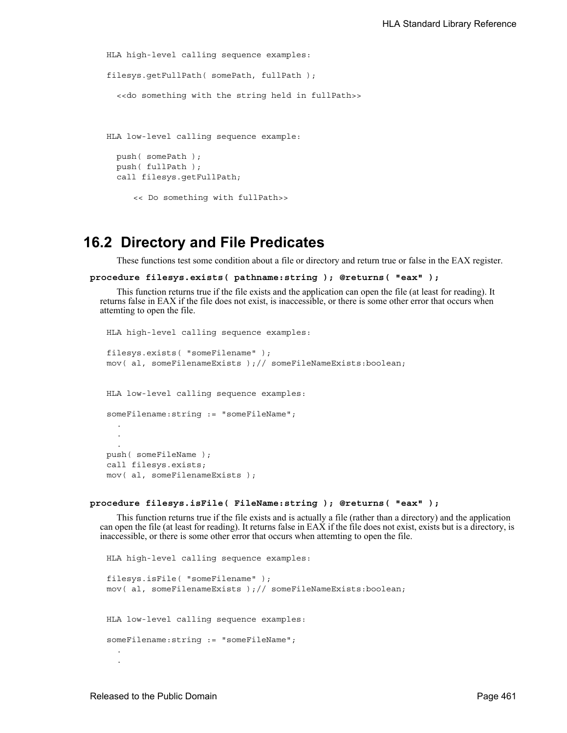```
HLA high-level calling sequence examples:

filesys.getFullPath( somePath, fullPath );

  <<do something with the string held in fullPath>>



HLA low-level calling sequence example:

  push( somePath );
  push( fullPath );
  call filesys.getFullPath;

     << Do something with fullPath>>
```

## 16.2 Directory and File Predicates

These functions test some condition about a file or directory and return true or false in the EAX register.

**procedure filesys.exists( pathname:string ); @returns( "eax" );**

This function returns true if the file exists and the application can open the file (at least for reading). It returns false in EAX if the file does not exist, is inaccessible, or there is some other error that occurs when attemting to open the file.

```
HLA high-level calling sequence examples:

filesys.exists( "someFilename" );
mov( al, someFilenameExists );// someFileNameExists:boolean;


HLA low-level calling sequence examples:

someFilename:string := "someFileName";
  .
  .
  .
push( someFileName );
call filesys.exists;
mov( al, someFilenameExists );
```

**procedure filesys.isFile( FileName:string ); @returns( "eax" );**

This function returns true if the file exists and is actually a file (rather than a directory) and the application can open the file (at least for reading). It returns false in EAX if the file does not exist, exists but is a directory, is inaccessible, or there is some other error that occurs when attemting to open the file.

```
HLA high-level calling sequence examples:

filesys.isFile( "someFilename" );
mov( al, someFilenameExists );// someFileNameExists:boolean;


HLA low-level calling sequence examples:

someFilename:string := "someFileName";
  .
  .
```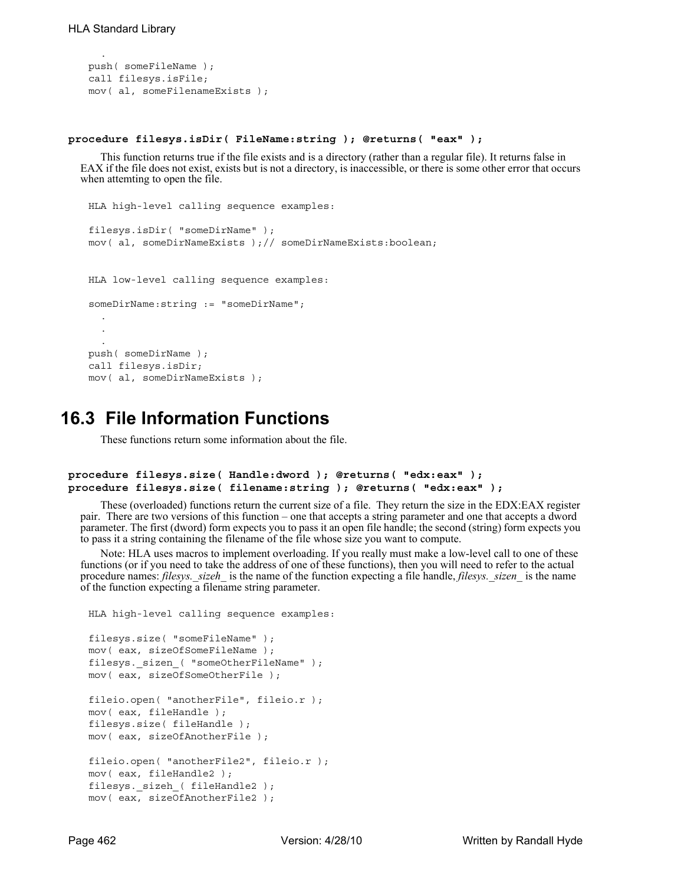```
  .
push( someFileName );
call filesys.isFile;
mov( al, someFilenameExists );
```

**procedure filesys.isDir( FileName:string ); @returns( "eax" );**

This function returns true if the file exists and is a directory (rather than a regular file). It returns false in EAX if the file does not exist, exists but is not a directory, is inaccessible, or there is some other error that occurs when attemting to open the file.

```
HLA high-level calling sequence examples:

filesys.isDir( "someDirName" );
mov( al, someDirNameExists );// someDirNameExists:boolean;


HLA low-level calling sequence examples:

someDirName:string := "someDirName";
  .
  .
  .
push( someDirName );
call filesys.isDir;
mov( al, someDirNameExists );
```

## 16.3 File Information Functions

These functions return some information about the file.

**procedure filesys.size( Handle:dword ); @returns( "edx:eax" );**
**procedure filesys.size( filename:string ); @returns( "edx:eax" );**

These (overloaded) functions return the current size of a file. They return the size in the EDX:EAX register pair. There are two versions of this function – one that accepts a string parameter and one that accepts a dword parameter. The first (dword) form expects you to pass it an open file handle; the second (string) form expects you to pass it a string containing the filename of the file whose size you want to compute.

Note: HLA uses macros to implement overloading. If you really must make a low-level call to one of these functions (or if you need to take the address of one of these functions), then you will need to refer to the actual procedure names: *filesys._sizeh_* is the name of the function expecting a file handle, *filesys._sizen_* is the name of the function expecting a filename string parameter.

```
HLA high-level calling sequence examples:

filesys.size( "someFileName" );
mov( eax, sizeOfSomeFileName );
filesys._sizen_( "someOtherFileName" );
mov( eax, sizeOfSomeOtherFile );

fileio.open( "anotherFile", fileio.r );
mov( eax, fileHandle );
filesys.size( fileHandle );
mov( eax, sizeOfAnotherFile );

fileio.open( "anotherFile2", fileio.r );
mov( eax, fileHandle2 );
filesys._sizeh_( fileHandle2 );
mov( eax, sizeOfAnotherFile2 );
```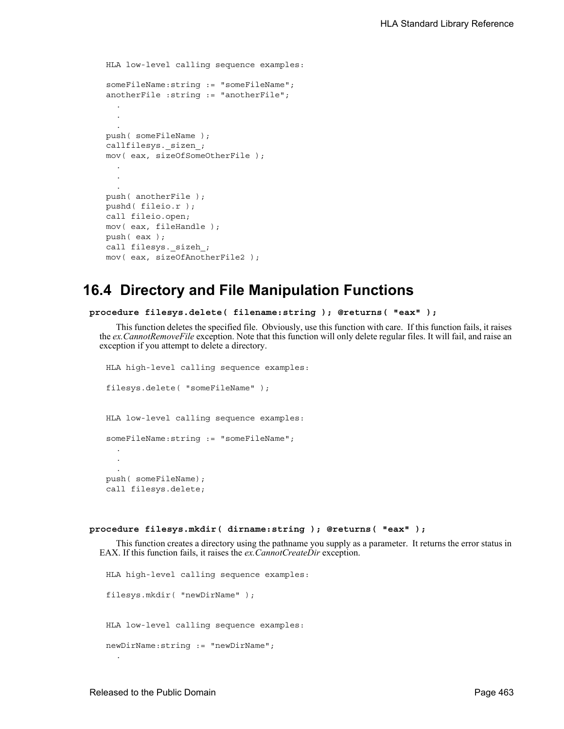```
HLA low-level calling sequence examples:

someFileName:string := "someFileName";
anotherFile :string := "anotherFile";
  .
  .
  .
push( someFileName );
callfilesys._sizen_;
mov( eax, sizeOfSomeOtherFile );
  .
  .
  .
push( anotherFile );
pushd( fileio.r );
call fileio.open;
mov( eax, fileHandle );
push( eax );
call filesys._sizeh_;
mov( eax, sizeOfAnotherFile2 );
```

## 16.4 Directory and File Manipulation Functions

**procedure filesys.delete( filename:string ); @returns( "eax" );**

This function deletes the specified file. Obviously, use this function with care. If this function fails, it raises the *ex.CannotRemoveFile* exception. Note that this function will only delete regular files. It will fail, and raise an exception if you attempt to delete a directory.

```
HLA high-level calling sequence examples:

filesys.delete( "someFileName" );


HLA low-level calling sequence examples:

someFileName:string := "someFileName";
  .
  .
  .
push( someFileName);
call filesys.delete;
```

**procedure filesys.mkdir( dirname:string ); @returns( "eax" );**

This function creates a directory using the pathname you supply as a parameter. It returns the error status in EAX. If this function fails, it raises the *ex.CannotCreateDir* exception.

```
HLA high-level calling sequence examples:

filesys.mkdir( "newDirName" );


HLA low-level calling sequence examples:

newDirName:string := "newDirName";
  .
```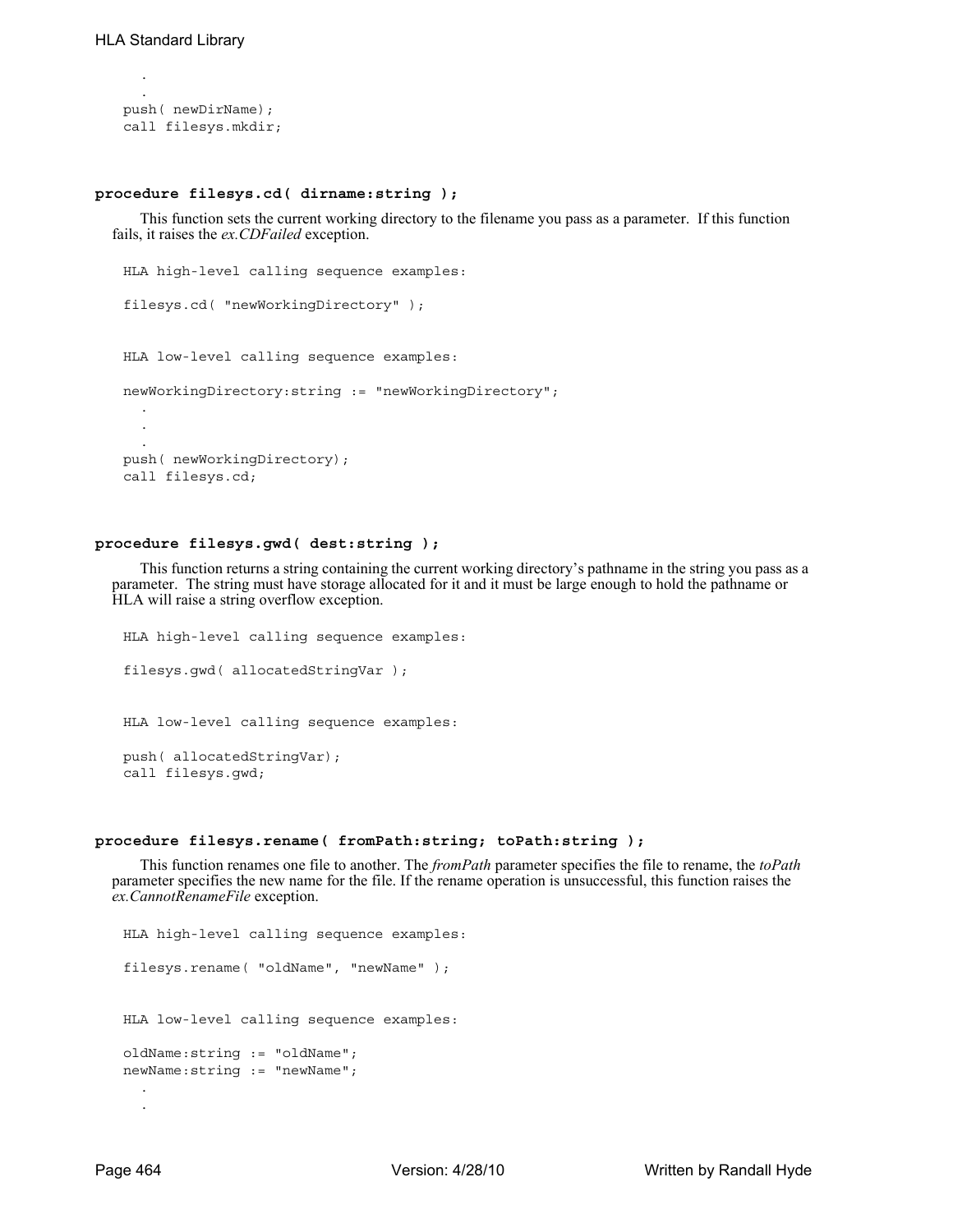```
	.
	.
push( newDirName);
call filesys.mkdir;
```

### procedure filesys.cd( dirname:string );

This function sets the current working directory to the filename you pass as a parameter. If this function fails, it raises the *ex.CDFailed* exception.

```
HLA high-level calling sequence examples:

filesys.cd( "newWorkingDirectory" );


HLA low-level calling sequence examples:

newWorkingDirectory:string := "newWorkingDirectory";
	.
	.
	.
push( newWorkingDirectory);
call filesys.cd;
```

### procedure filesys.gwd( dest:string );

This function returns a string containing the current working directory's pathname in the string you pass as a parameter. The string must have storage allocated for it and it must be large enough to hold the pathname or HLA will raise a string overflow exception.

```
HLA high-level calling sequence examples:

filesys.gwd( allocatedStringVar );


HLA low-level calling sequence examples:

push( allocatedStringVar);
call filesys.gwd;
```

### procedure filesys.rename( fromPath:string; toPath:string );

This function renames one file to another. The *fromPath* parameter specifies the file to rename, the *toPath* parameter specifies the new name for the file. If the rename operation is unsuccessful, this function raises the *ex.CannotRenameFile* exception.

```
HLA high-level calling sequence examples:

filesys.rename( "oldName", "newName" );


HLA low-level calling sequence examples:

oldName:string := "oldName";
newName:string := "newName";
	.
	.
```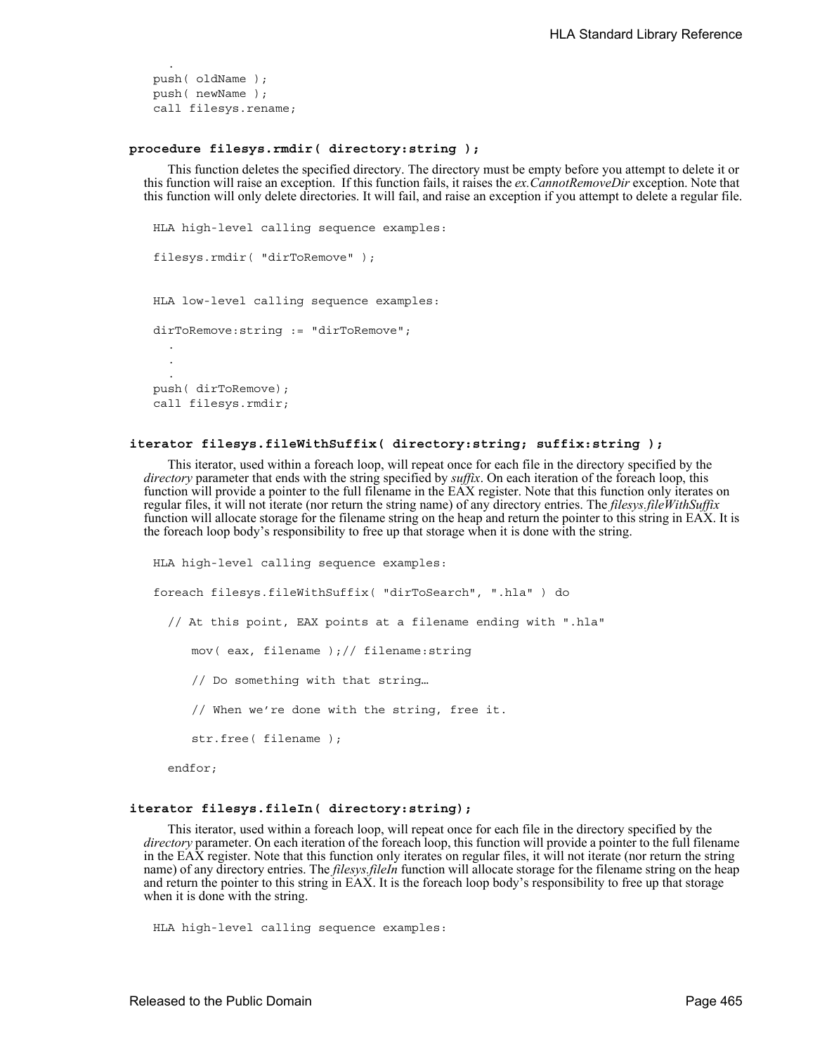```
    .
push( oldName );
push( newName );
call filesys.rename;
```

### **procedure filesys.rmdir( directory:string );**

This function deletes the specified directory. The directory must be empty before you attempt to delete it or this function will raise an exception. If this function fails, it raises the *ex.CannotRemoveDir* exception. Note that this function will only delete directories. It will fail, and raise an exception if you attempt to delete a regular file.

```
HLA high-level calling sequence examples:

filesys.rmdir( "dirToRemove" );


HLA low-level calling sequence examples:

dirToRemove:string := "dirToRemove";
  .
  .
  .
push( dirToRemove);
call filesys.rmdir;
```

### **iterator filesys.fileWithSuffix( directory:string; suffix:string );**

This iterator, used within a foreach loop, will repeat once for each file in the directory specified by the *directory* parameter that ends with the string specified by *suffix*. On each iteration of the foreach loop, this function will provide a pointer to the full filename in the EAX register. Note that this function only iterates on regular files, it will not iterate (nor return the string name) of any directory entries. The *filesys.fileWithSuffix* function will allocate storage for the filename string on the heap and return the pointer to this string in EAX. It is the foreach loop body's responsibility to free up that storage when it is done with the string.

```
HLA high-level calling sequence examples:

foreach filesys.fileWithSuffix( "dirToSearch", ".hla" ) do

  // At this point, EAX points at a filename ending with ".hla"

     mov( eax, filename );// filename:string

     // Do something with that string…

     // When we're done with the string, free it.

     str.free( filename );

  endfor;
```

### **iterator filesys.fileIn( directory:string);**

This iterator, used within a foreach loop, will repeat once for each file in the directory specified by the *directory* parameter. On each iteration of the foreach loop, this function will provide a pointer to the full filename in the EAX register. Note that this function only iterates on regular files, it will not iterate (nor return the string name) of any directory entries. The *filesys.fileIn* function will allocate storage for the filename string on the heap and return the pointer to this string in EAX. It is the foreach loop body's responsibility to free up that storage when it is done with the string.

```
HLA high-level calling sequence examples:
```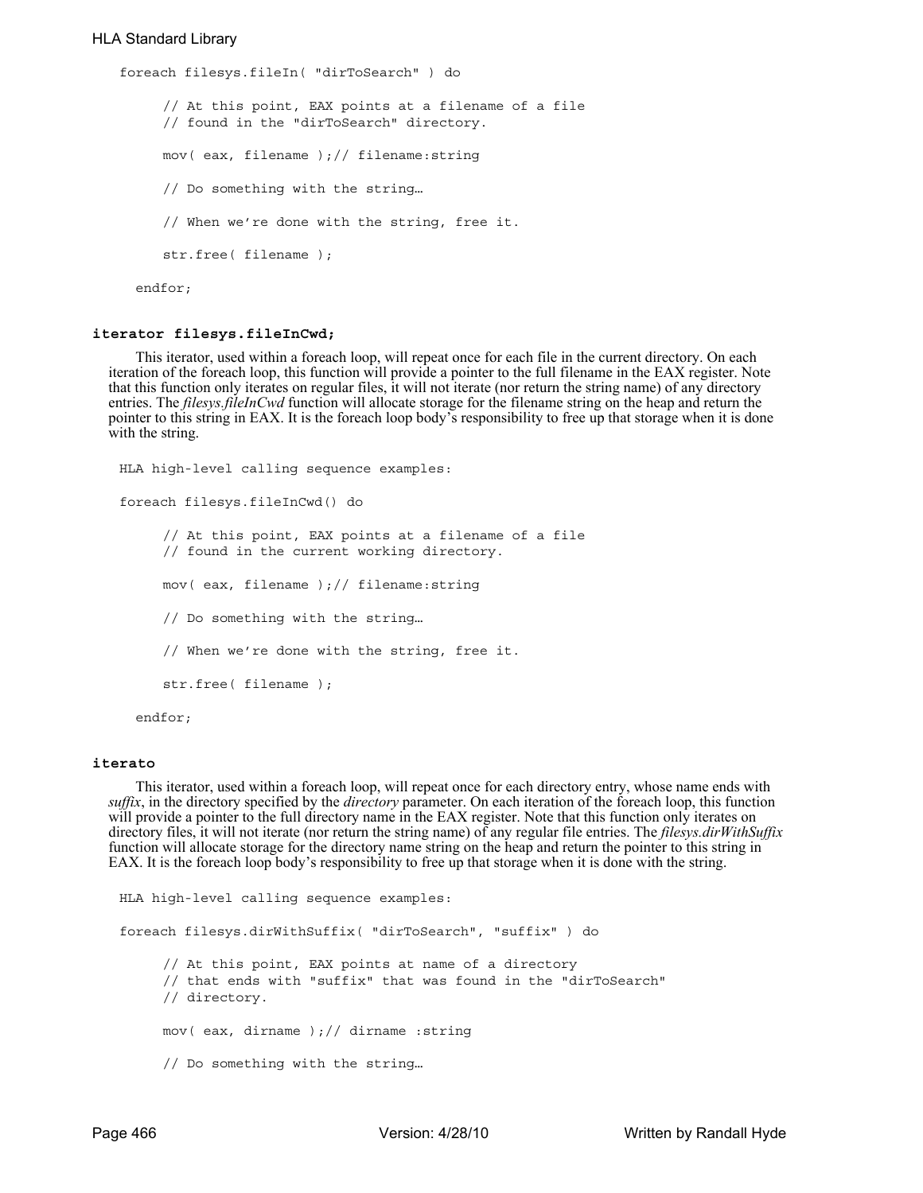```
foreach filesys.fileIn( "dirToSearch" ) do

    // At this point, EAX points at a filename of a file
    // found in the "dirToSearch" directory.

    mov( eax, filename );// filename:string

    // Do something with the string…

    // When we're done with the string, free it.

    str.free( filename );

 endfor;
```

#### **iterator filesys.fileInCwd;**

This iterator, used within a foreach loop, will repeat once for each file in the current directory. On each iteration of the foreach loop, this function will provide a pointer to the full filename in the EAX register. Note that this function only iterates on regular files, it will not iterate (nor return the string name) of any directory entries. The *filesys.fileInCwd* function will allocate storage for the filename string on the heap and return the pointer to this string in EAX. It is the foreach loop body's responsibility to free up that storage when it is done with the string.

```
HLA high-level calling sequence examples:

foreach filesys.fileInCwd() do

    // At this point, EAX points at a filename of a file
    // found in the current working directory.

    mov( eax, filename );// filename:string

    // Do something with the string…

    // When we're done with the string, free it.

    str.free( filename );

 endfor;
```

#### **iterato**

This iterator, used within a foreach loop, will repeat once for each directory entry, whose name ends with *suffix*, in the directory specified by the *directory* parameter. On each iteration of the foreach loop, this function will provide a pointer to the full directory name in the EAX register. Note that this function only iterates on directory files, it will not iterate (nor return the string name) of any regular file entries. The *filesys.dirWithSuffix* function will allocate storage for the directory name string on the heap and return the pointer to this string in EAX. It is the foreach loop body's responsibility to free up that storage when it is done with the string.

```
HLA high-level calling sequence examples:

foreach filesys.dirWithSuffix( "dirToSearch", "suffix" ) do

    // At this point, EAX points at name of a directory
    // that ends with "suffix" that was found in the "dirToSearch"
    // directory.

    mov( eax, dirname );// dirname :string

    // Do something with the string…
```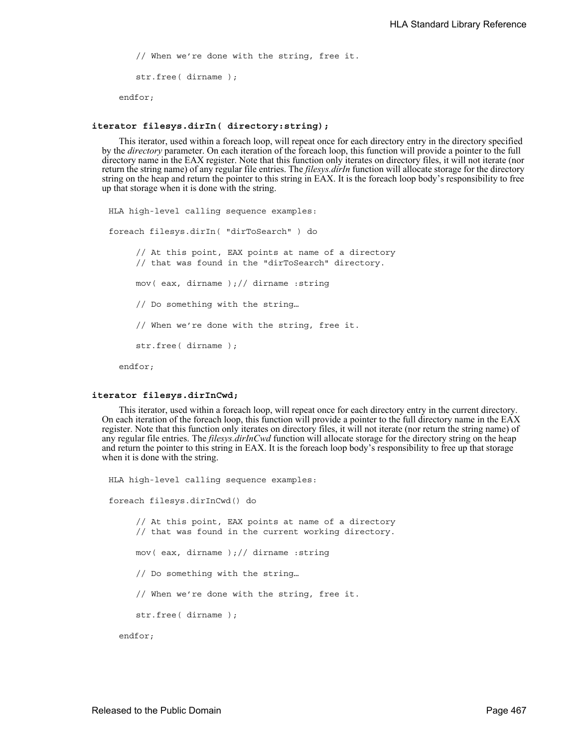```
        // When we're done with the string, free it.

        str.free( dirname );

    endfor;
```

**iterator filesys.dirIn( directory:string);**

This iterator, used within a foreach loop, will repeat once for each directory entry in the directory specified by the *directory* parameter. On each iteration of the foreach loop, this function will provide a pointer to the full directory name in the EAX register. Note that this function only iterates on directory files, it will not iterate (nor return the string name) of any regular file entries. The *filesys.dirIn* function will allocate storage for the directory string on the heap and return the pointer to this string in EAX. It is the foreach loop body's responsibility to free up that storage when it is done with the string.

```
HLA high-level calling sequence examples:

foreach filesys.dirIn( "dirToSearch" ) do

        // At this point, EAX points at name of a directory
        // that was found in the "dirToSearch" directory.

        mov( eax, dirname );// dirname :string

        // Do something with the string…

        // When we're done with the string, free it.

        str.free( dirname );

    endfor;
```

**iterator filesys.dirInCwd;**

This iterator, used within a foreach loop, will repeat once for each directory entry in the current directory. On each iteration of the foreach loop, this function will provide a pointer to the full directory name in the EAX register. Note that this function only iterates on directory files, it will not iterate (nor return the string name) of any regular file entries. The *filesys.dirInCwd* function will allocate storage for the directory string on the heap and return the pointer to this string in EAX. It is the foreach loop body's responsibility to free up that storage when it is done with the string.

```
HLA high-level calling sequence examples:

foreach filesys.dirInCwd() do

        // At this point, EAX points at name of a directory
        // that was found in the current working directory.

        mov( eax, dirname );// dirname :string

        // Do something with the string…

        // When we're done with the string, free it.

        str.free( dirname );

    endfor;
```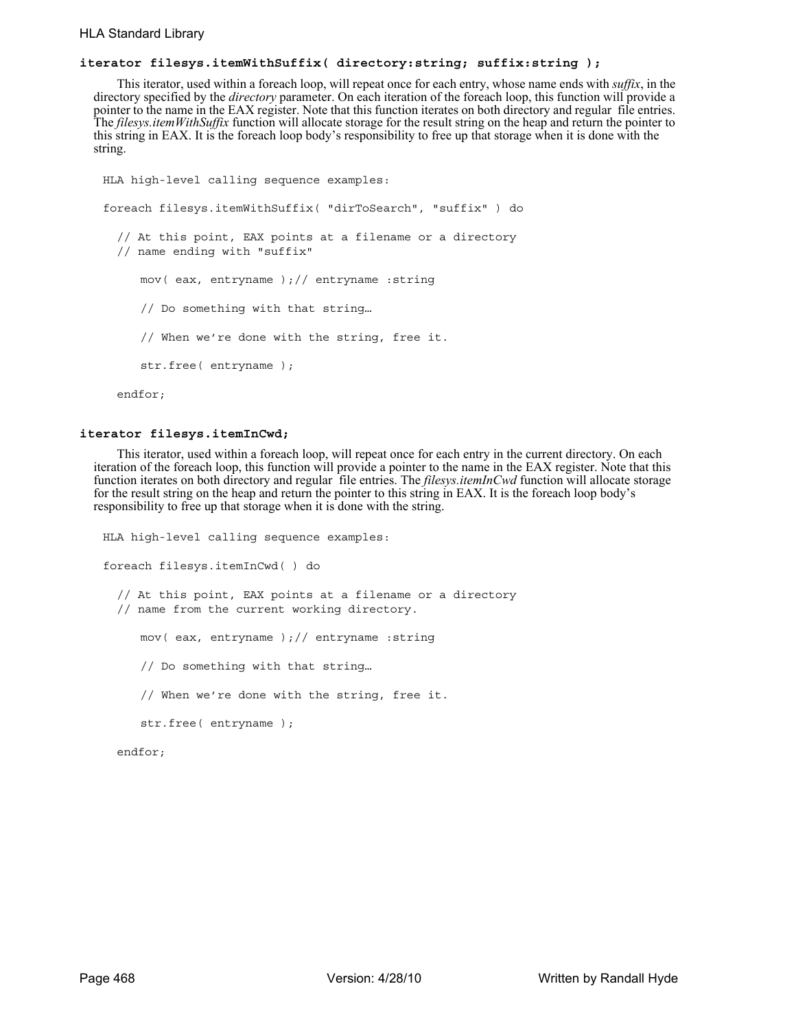**iterator filesys.itemWithSuffix( directory:string; suffix:string );**

This iterator, used within a foreach loop, will repeat once for each entry, whose name ends with *suffix*, in the directory specified by the *directory* parameter. On each iteration of the foreach loop, this function will provide a pointer to the name in the EAX register. Note that this function iterates on both directory and regular file entries. The *filesys.itemWithSuffix* function will allocate storage for the result string on the heap and return the pointer to this string in EAX. It is the foreach loop body's responsibility to free up that storage when it is done with the string.

```
HLA high-level calling sequence examples:

foreach filesys.itemWithSuffix( "dirToSearch", "suffix" ) do

  // At this point, EAX points at a filename or a directory
  // name ending with "suffix"

      mov( eax, entryname );// entryname :string

      // Do something with that string…

      // When we're done with the string, free it.

      str.free( entryname );

  endfor;
```

**iterator filesys.itemInCwd;**

This iterator, used within a foreach loop, will repeat once for each entry in the current directory. On each iteration of the foreach loop, this function will provide a pointer to the name in the EAX register. Note that this function iterates on both directory and regular file entries. The *filesys.itemInCwd* function will allocate storage for the result string on the heap and return the pointer to this string in EAX. It is the foreach loop body's responsibility to free up that storage when it is done with the string.

```
HLA high-level calling sequence examples:

foreach filesys.itemInCwd( ) do

  // At this point, EAX points at a filename or a directory
  // name from the current working directory.

      mov( eax, entryname );// entryname :string

      // Do something with that string…

      // When we're done with the string, free it.

      str.free( entryname );

  endfor;
```